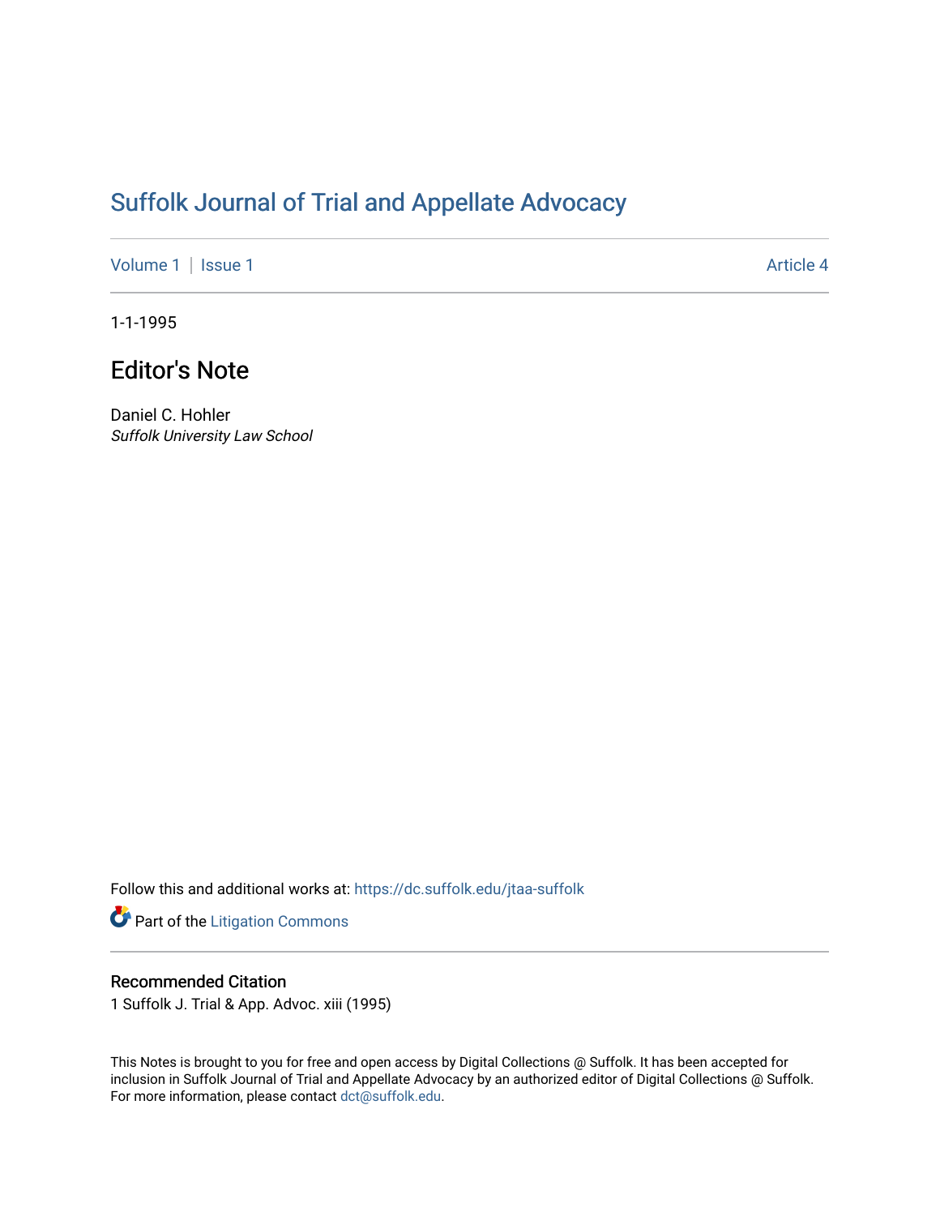# Suffolk Journal of Trial and Appellate Advocacy

Volume 1 | Issue 1 Article 4

1-1-1995

## Editor's Note

Daniel C. Hohler
*Suffolk University Law School*

Follow this and additional works at: https://dc.suffolk.edu/jtaa-suffolk

Part of the Litigation Commons

### Recommended Citation

1 Suffolk J. Trial & App. Advoc. xiii (1995)

This Notes is brought to you for free and open access by Digital Collections @ Suffolk. It has been accepted for inclusion in Suffolk Journal of Trial and Appellate Advocacy by an authorized editor of Digital Collections @ Suffolk. For more information, please contact dct@suffolk.edu.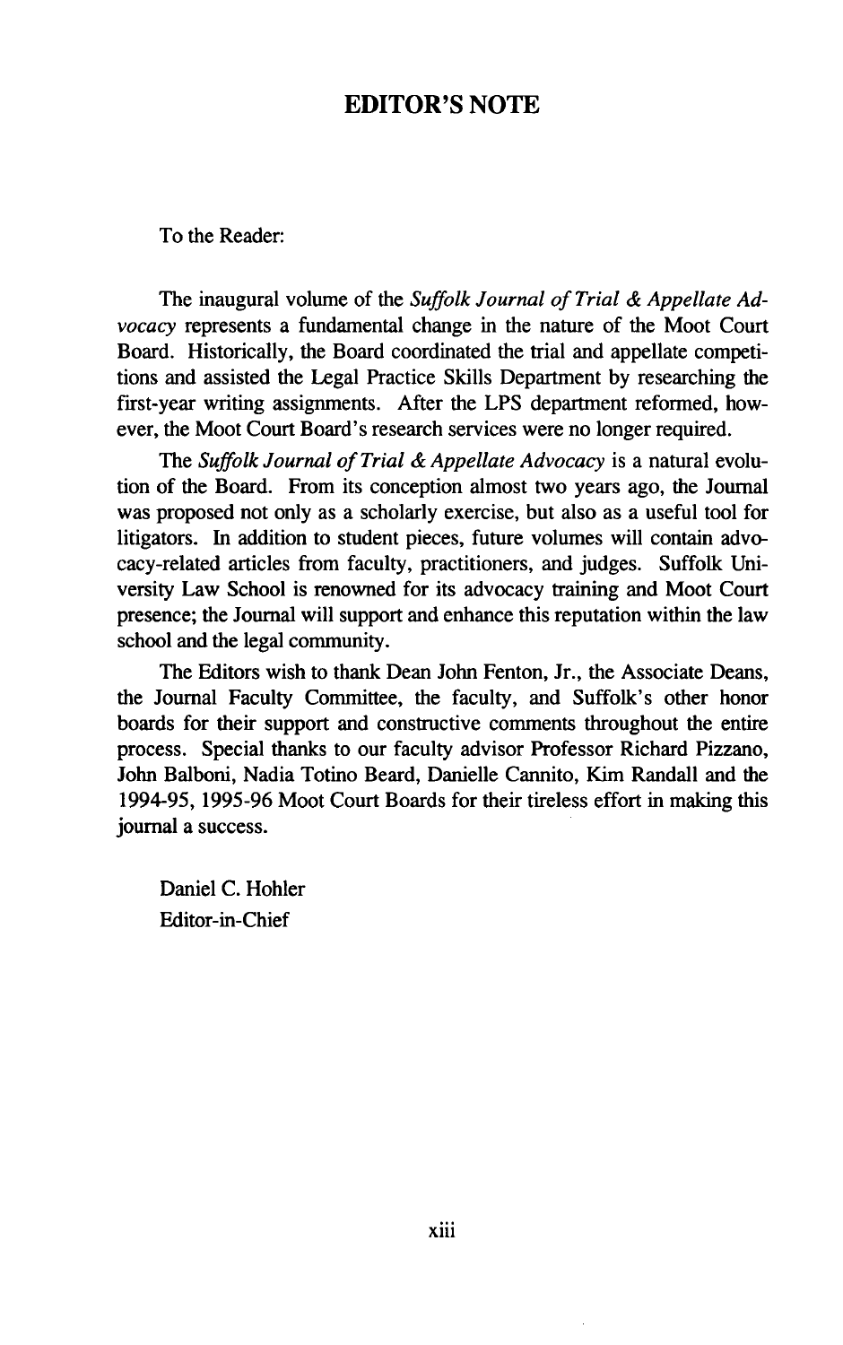# EDITOR'S NOTE

To the Reader:

The inaugural volume of the *Suffolk Journal of Trial & Appellate Advocacy* represents a fundamental change in the nature of the Moot Court Board. Historically, the Board coordinated the trial and appellate competitions and assisted the Legal Practice Skills Department by researching the first-year writing assignments. After the LPS department reformed, however, the Moot Court Board's research services were no longer required.

The *Suffolk Journal of Trial & Appellate Advocacy* is a natural evolution of the Board. From its conception almost two years ago, the Journal was proposed not only as a scholarly exercise, but also as a useful tool for litigators. In addition to student pieces, future volumes will contain advocacy-related articles from faculty, practitioners, and judges. Suffolk University Law School is renowned for its advocacy training and Moot Court presence; the Journal will support and enhance this reputation within the law school and the legal community.

The Editors wish to thank Dean John Fenton, Jr., the Associate Deans, the Journal Faculty Committee, the faculty, and Suffolk's other honor boards for their support and constructive comments throughout the entire process. Special thanks to our faculty advisor Professor Richard Pizzano, John Balboni, Nadia Totino Beard, Danielle Cannito, Kim Randall and the 1994-95, 1995-96 Moot Court Boards for their tireless effort in making this journal a success.

Daniel C. Hohler
Editor-in-Chief